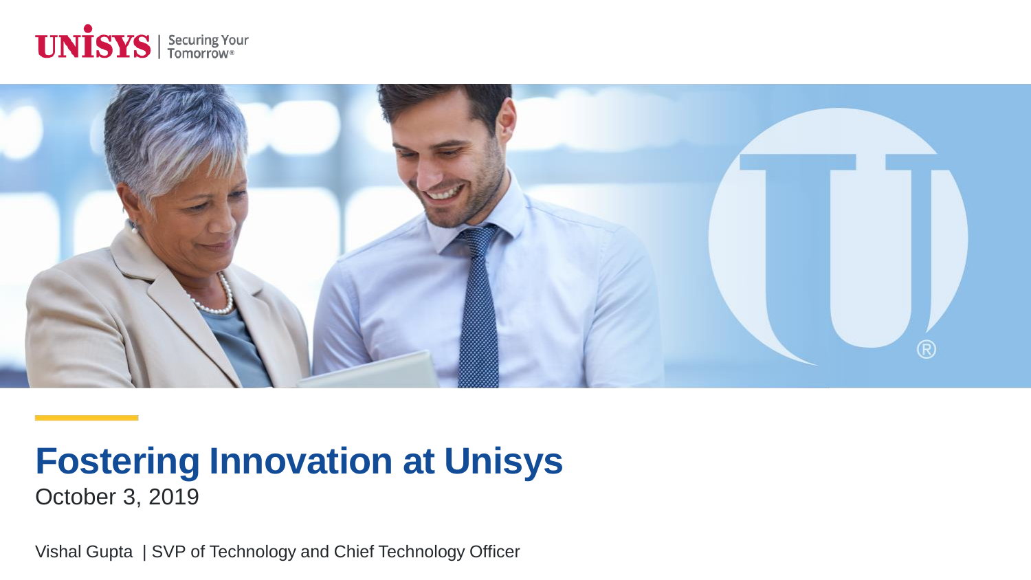UNISYS | Securing Your Tomorrow®

# Fostering Innovation at Unisys

October 3, 2019

Vishal Gupta | SVP of Technology and Chief Technology Officer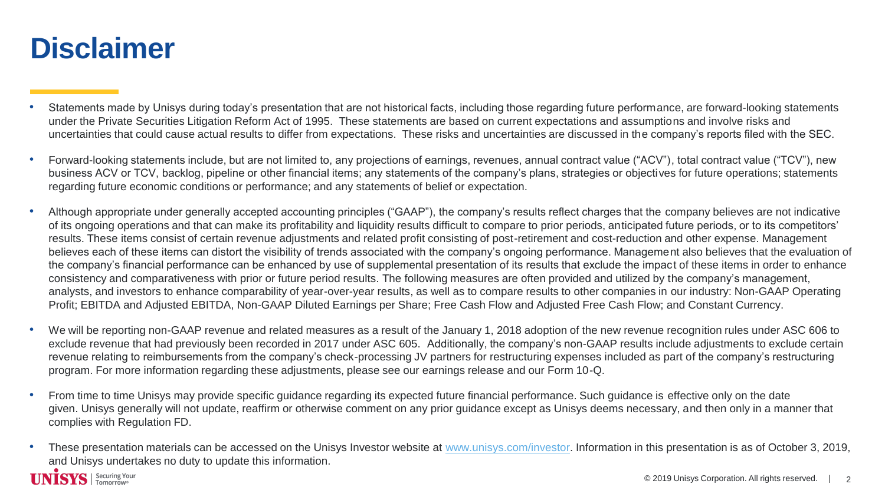# Disclaimer

- Statements made by Unisys during today's presentation that are not historical facts, including those regarding future performance, are forward-looking statements under the Private Securities Litigation Reform Act of 1995. These statements are based on current expectations and assumptions and involve risks and uncertainties that could cause actual results to differ from expectations. These risks and uncertainties are discussed in the company's reports filed with the SEC.
- Forward-looking statements include, but are not limited to, any projections of earnings, revenues, annual contract value ("ACV"), total contract value ("TCV"), new business ACV or TCV, backlog, pipeline or other financial items; any statements of the company's plans, strategies or objectives for future operations; statements regarding future economic conditions or performance; and any statements of belief or expectation.
- Although appropriate under generally accepted accounting principles ("GAAP"), the company's results reflect charges that the company believes are not indicative of its ongoing operations and that can make its profitability and liquidity results difficult to compare to prior periods, anticipated future periods, or to its competitors' results. These items consist of certain revenue adjustments and related profit consisting of post-retirement and cost-reduction and other expense. Management believes each of these items can distort the visibility of trends associated with the company's ongoing performance. Management also believes that the evaluation of the company's financial performance can be enhanced by use of supplemental presentation of its results that exclude the impact of these items in order to enhance consistency and comparativeness with prior or future period results. The following measures are often provided and utilized by the company's management, analysts, and investors to enhance comparability of year-over-year results, as well as to compare results to other companies in our industry: Non-GAAP Operating Profit; EBITDA and Adjusted EBITDA, Non-GAAP Diluted Earnings per Share; Free Cash Flow and Adjusted Free Cash Flow; and Constant Currency.
- We will be reporting non-GAAP revenue and related measures as a result of the January 1, 2018 adoption of the new revenue recognition rules under ASC 606 to exclude revenue that had previously been recorded in 2017 under ASC 605. Additionally, the company's non-GAAP results include adjustments to exclude certain revenue relating to reimbursements from the company's check-processing JV partners for restructuring expenses included as part of the company's restructuring program. For more information regarding these adjustments, please see our earnings release and our Form 10-Q.
- From time to time Unisys may provide specific guidance regarding its expected future financial performance. Such guidance is effective only on the date given. Unisys generally will not update, reaffirm or otherwise comment on any prior guidance except as Unisys deems necessary, and then only in a manner that complies with Regulation FD.
- These presentation materials can be accessed on the Unisys Investor website at [www.unisys.com/investor](http://www.unisys.com/investor). Information in this presentation is as of October 3, 2019, and Unisys undertakes no duty to update this information.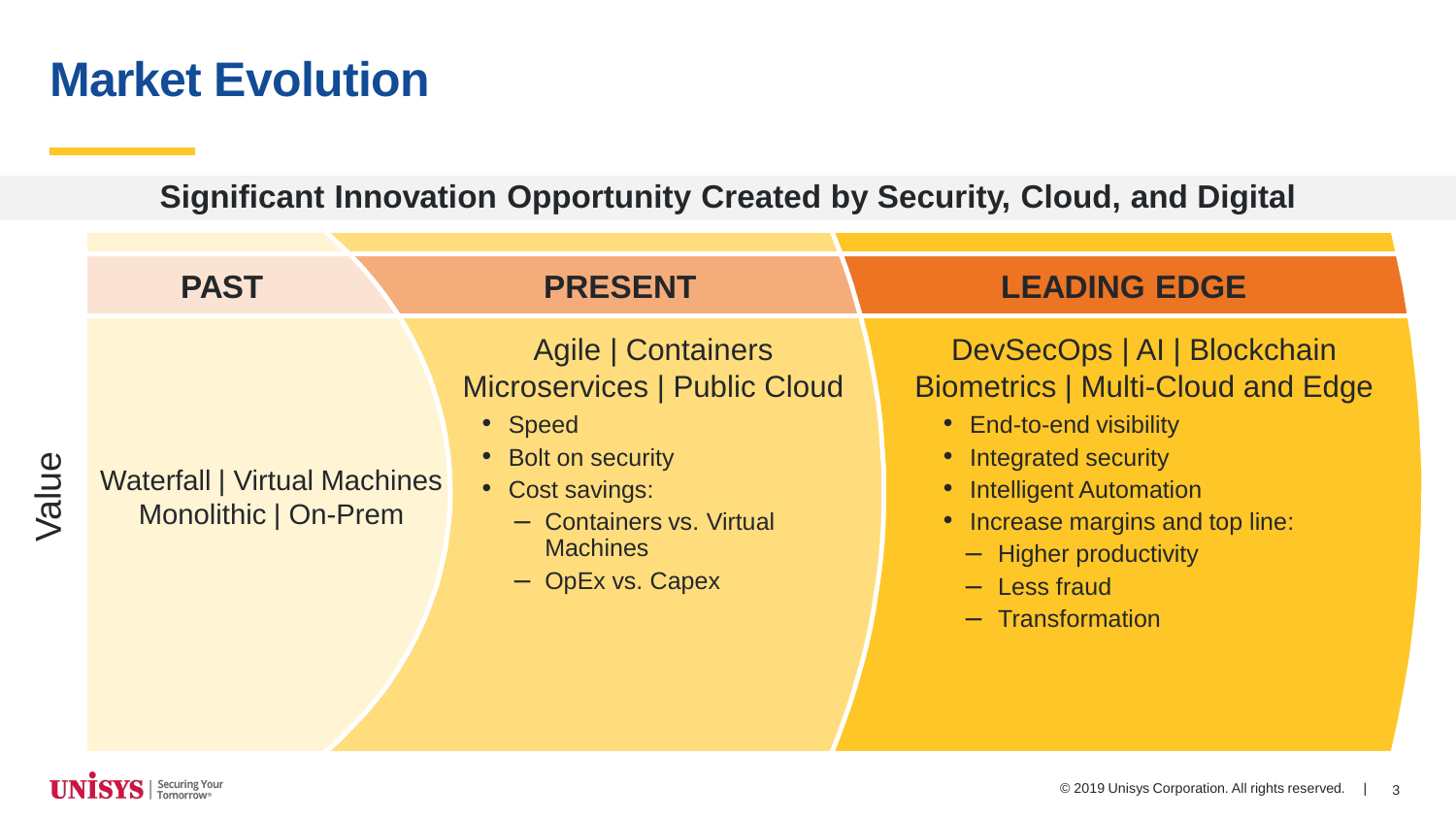# Market Evolution

## Significant Innovation Opportunity Created by Security, Cloud, and Digital

Value

### PAST

Waterfall | Virtual Machines
Monolithic | On-Prem

### PRESENT

Agile | Containers
Microservices | Public Cloud

- Speed
- Bolt on security
- Cost savings:
  - Containers vs. Virtual Machines
  - OpEx vs. Capex

### LEADING EDGE

DevSecOps | AI | Blockchain
Biometrics | Multi-Cloud and Edge

- End-to-end visibility
- Integrated security
- Intelligent Automation
- Increase margins and top line:
  - Higher productivity
  - Less fraud
  - Transformation

UNISYS | Securing Your Tomorrow®

© 2019 Unisys Corporation. All rights reserved.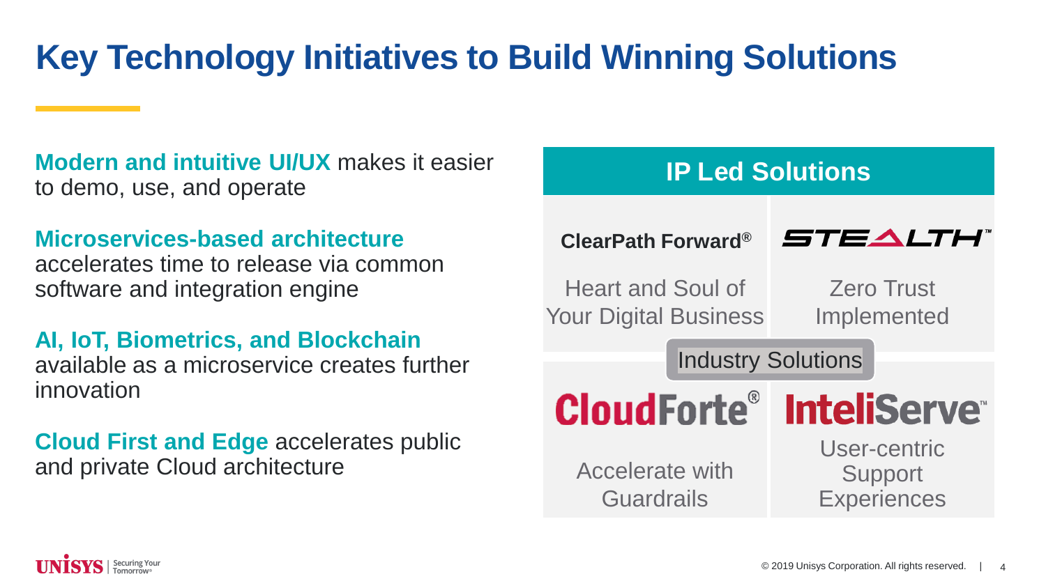# Key Technology Initiatives to Build Winning Solutions

**Modern and intuitive UI/UX** makes it easier to demo, use, and operate

**Microservices-based architecture** accelerates time to release via common software and integration engine

**AI, IoT, Biometrics, and Blockchain** available as a microservice creates further innovation

**Cloud First and Edge** accelerates public and private Cloud architecture

## IP Led Solutions

| **ClearPath Forward®** | **STEALTH™** |
| --- | --- |
| Heart and Soul of Your Digital Business | Zero Trust Implemented |

**Industry Solutions**

| **CloudForte®** | **InteliServe™** |
| --- | --- |
| Accelerate with Guardrails | User-centric Support Experiences |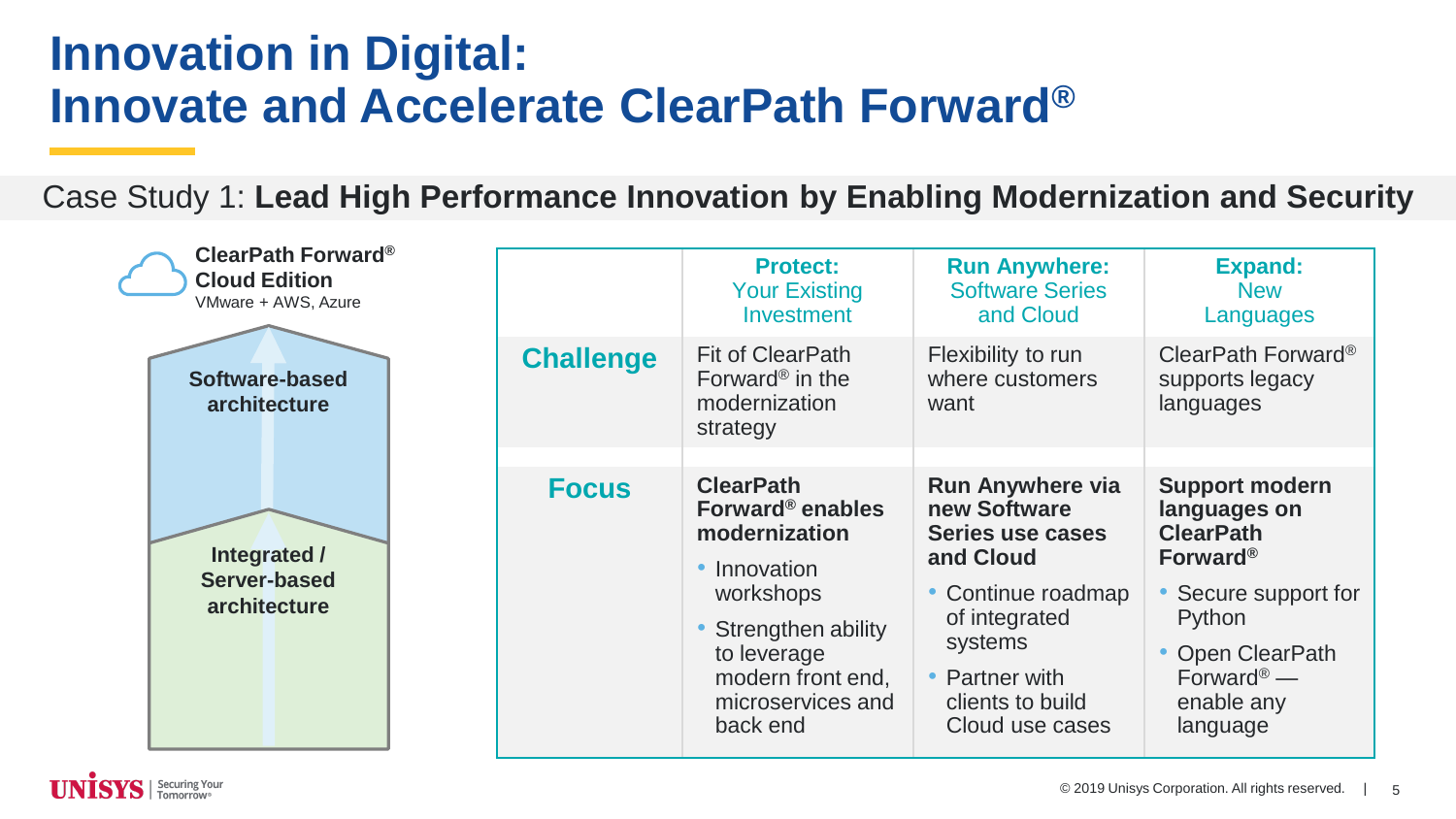# Innovation in Digital: Innovate and Accelerate ClearPath Forward®

## Case Study 1: **Lead High Performance Innovation by Enabling Modernization and Security**

**ClearPath Forward® Cloud Edition**
VMware + AWS, Azure

**Software-based architecture**

**Integrated / Server-based architecture**

| | **Protect:** Your Existing Investment | **Run Anywhere:** Software Series and Cloud | **Expand:** New Languages |
|---|---|---|---|
| **Challenge** | Fit of ClearPath Forward® in the modernization strategy | Flexibility to run where customers want | ClearPath Forward® supports legacy languages |
| **Focus** | **ClearPath Forward® enables modernization**<br>• Innovation workshops<br>• Strengthen ability to leverage modern front end, microservices and back end | **Run Anywhere via new Software Series use cases and Cloud**<br>• Continue roadmap of integrated systems<br>• Partner with clients to build Cloud use cases | **Support modern languages on ClearPath Forward®**<br>• Secure support for Python<br>• Open ClearPath Forward® — enable any language |

© 2019 Unisys Corporation. All rights reserved.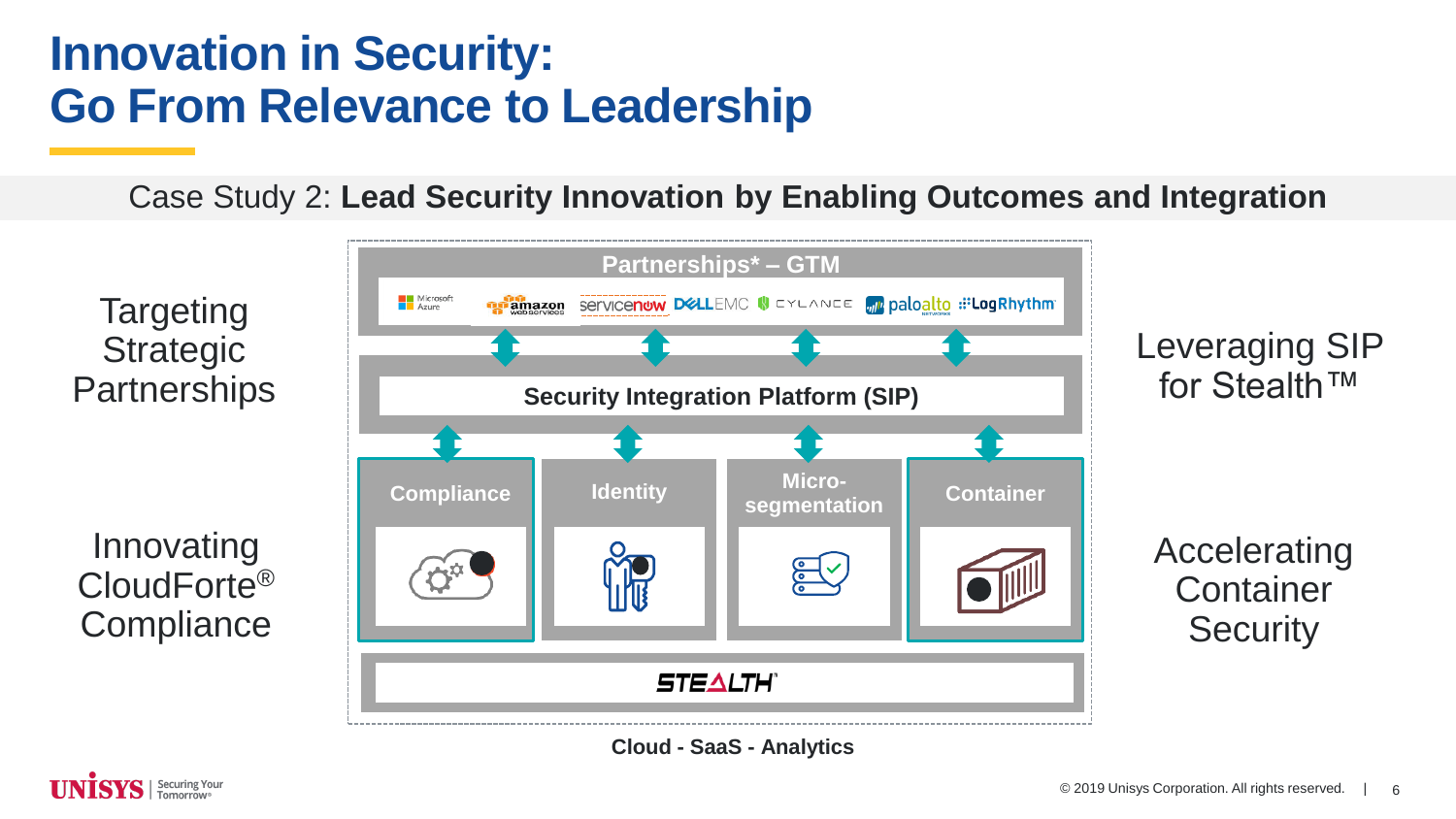# Innovation in Security: Go From Relevance to Leadership

Case Study 2: **Lead Security Innovation by Enabling Outcomes and Integration**

Targeting Strategic Partnerships

Innovating CloudForte® Compliance

**Partnerships* – GTM**

Microsoft Azure | amazon webservices | servicenow | DELL EMC | CYLANCE | paloalto NETWORKS | LogRhythm

**Security Integration Platform (SIP)**

**Compliance** | **Identity** | **Micro-segmentation** | **Container**

**STEALTH**

**Cloud - SaaS - Analytics**

Leveraging SIP for Stealth™

Accelerating Container Security

© 2019 Unisys Corporation. All rights reserved.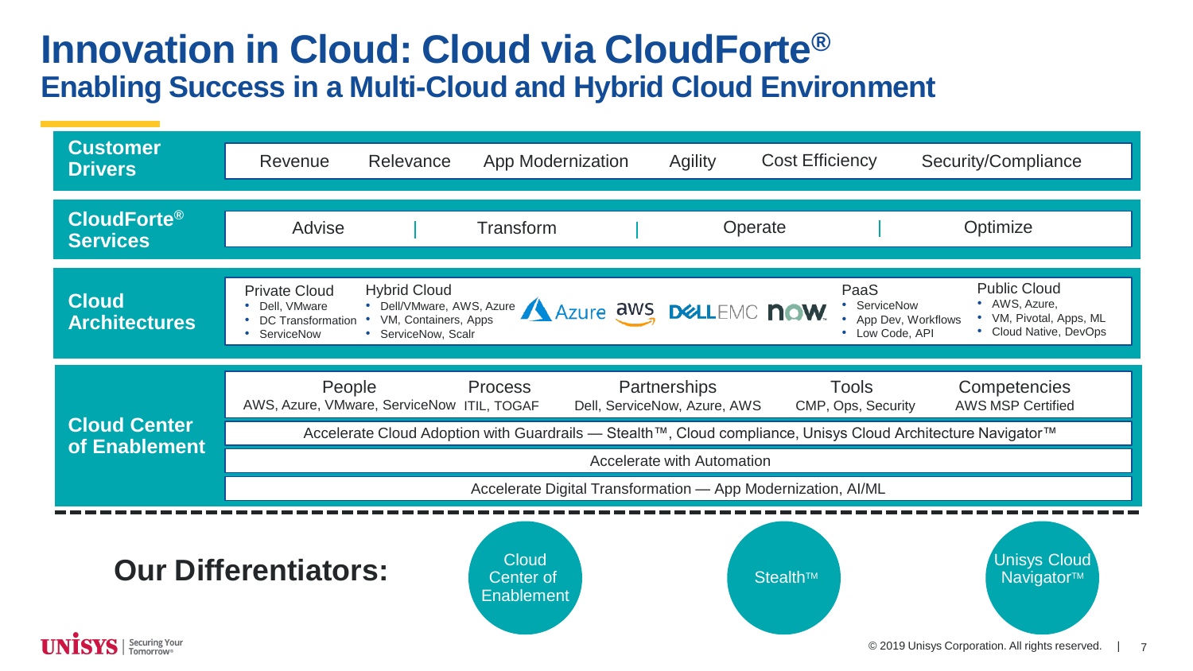# Innovation in Cloud: Cloud via CloudForte®

## Enabling Success in a Multi-Cloud and Hybrid Cloud Environment

**Customer Drivers**

Revenue | Relevance | App Modernization | Agility | Cost Efficiency | Security/Compliance

**CloudForte® Services**

Advise | Transform | Operate | Optimize

**Cloud Architectures**

Private Cloud
- Dell, VMware
- DC Transformation
- ServiceNow

Hybrid Cloud
- Dell/VMware, AWS, Azure
- VM, Containers, Apps
- ServiceNow, Scalr

Azure | aws | DELLEMC | now

PaaS
- ServiceNow
- App Dev, Workflows
- Low Code, API

Public Cloud
- AWS, Azure,
- VM, Pivotal, Apps, ML
- Cloud Native, DevOps

**Cloud Center of Enablement**

| People | Process | Partnerships | Tools | Competencies |
|---|---|---|---|---|
| AWS, Azure, VMware, ServiceNow | ITIL, TOGAF | Dell, ServiceNow, Azure, AWS | CMP, Ops, Security | AWS MSP Certified |

Accelerate Cloud Adoption with Guardrails — Stealth™, Cloud compliance, Unisys Cloud Architecture Navigator™

Accelerate with Automation

Accelerate Digital Transformation — App Modernization, AI/ML

**Our Differentiators:**

- Cloud Center of Enablement
- Stealth™
- Unisys Cloud Navigator™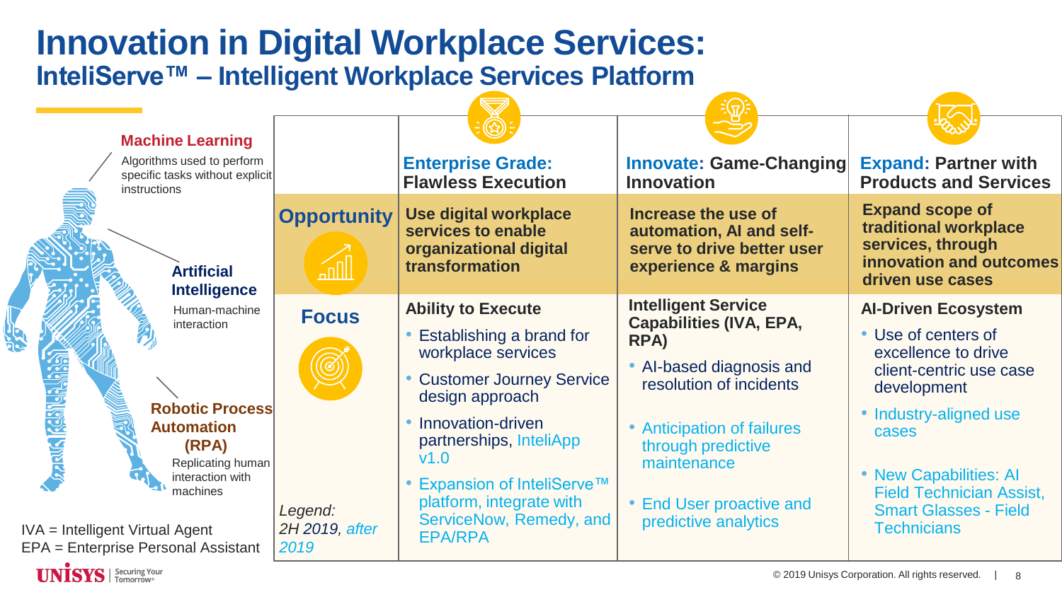# Innovation in Digital Workplace Services:

## InteliServe™ – Intelligent Workplace Services Platform

**Machine Learning**
Algorithms used to perform specific tasks without explicit instructions

**Artificial Intelligence**
Human-machine interaction

**Robotic Process Automation (RPA)**
Replicating human interaction with machines

IVA = Intelligent Virtual Agent
EPA = Enterprise Personal Assistant

| | **Enterprise Grade:** Flawless Execution | **Innovate:** Game-Changing Innovation | **Expand:** Partner with Products and Services |
|---|---|---|---|
| **Opportunity** | **Use digital workplace services to enable organizational digital transformation** | **Increase the use of automation, AI and self-serve to drive better user experience & margins** | **Expand scope of traditional workplace services, through innovation and outcomes driven use cases** |
| **Focus** | **Ability to Execute**<br>• Establishing a brand for workplace services<br>• Customer Journey Service design approach<br>• Innovation-driven partnerships, *InteliApp v1.0*<br>• *Expansion of InteliServe™ platform, integrate with ServiceNow, Remedy, and EPA/RPA* | **Intelligent Service Capabilities (IVA, EPA, RPA)**<br>• AI-based diagnosis and resolution of incidents<br>• *Anticipation of failures through predictive maintenance*<br>• *End User proactive and predictive analytics* | **AI-Driven Ecosystem**<br>• Use of centers of excellence to drive client-centric use case development<br>• *Industry-aligned use cases*<br>• *New Capabilities: AI Field Technician Assist, Smart Glasses - Field Technicians* |

*Legend:* 2H 2019, *after 2019*

© 2019 Unisys Corporation. All rights reserved.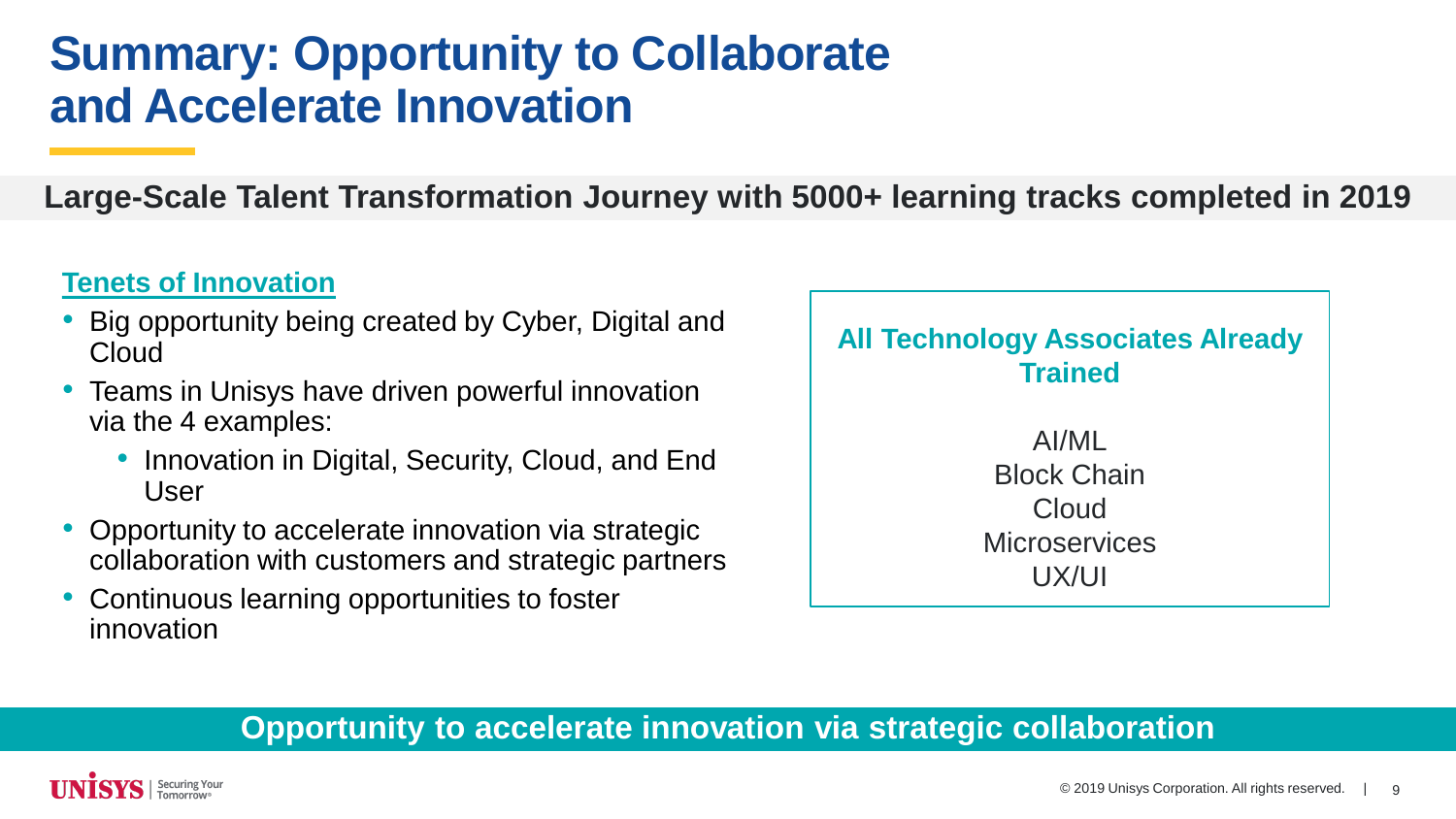# Summary: Opportunity to Collaborate and Accelerate Innovation

**Large-Scale Talent Transformation Journey with 5000+ learning tracks completed in 2019**

## Tenets of Innovation

- Big opportunity being created by Cyber, Digital and Cloud
- Teams in Unisys have driven powerful innovation via the 4 examples:
  - Innovation in Digital, Security, Cloud, and End User
- Opportunity to accelerate innovation via strategic collaboration with customers and strategic partners
- Continuous learning opportunities to foster innovation

**All Technology Associates Already Trained**

AI/ML
Block Chain
Cloud
Microservices
UX/UI

**Opportunity to accelerate innovation via strategic collaboration**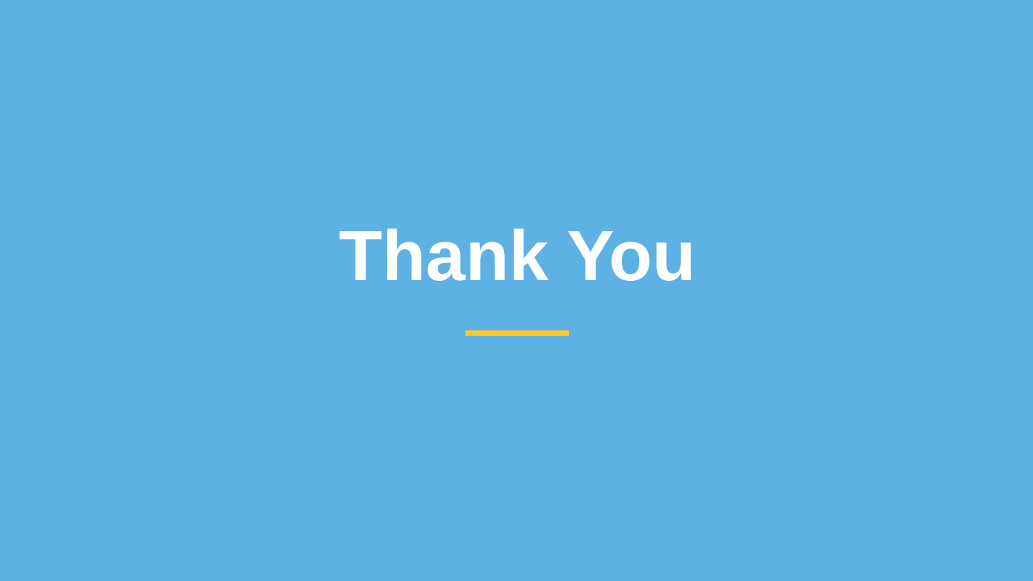# Thank You